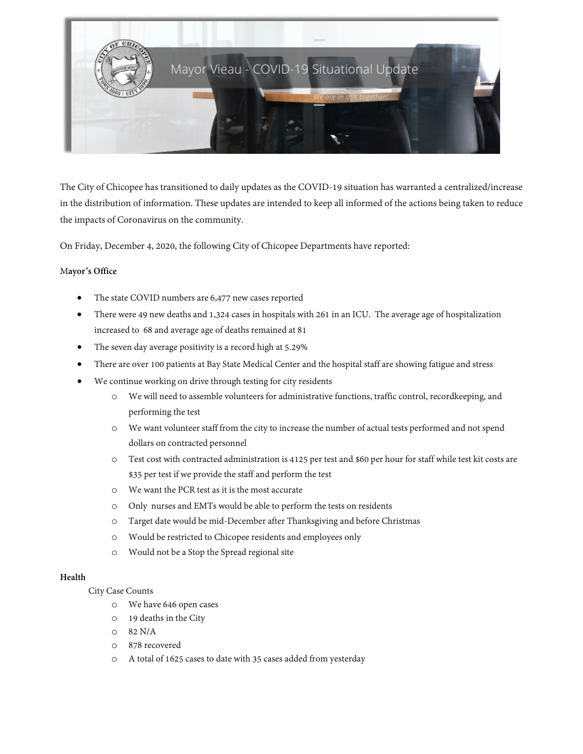Mayor Vieau - COVID-19 Situational Update

*We are in this together!*

The City of Chicopee has transitioned to daily updates as the COVID-19 situation has warranted a centralized/increase in the distribution of information. These updates are intended to keep all informed of the actions being taken to reduce the impacts of Coronavirus on the community.

On Friday, December 4, 2020, the following City of Chicopee Departments have reported:

**Mayor's Office**

- The state COVID numbers are 6,477 new cases reported
- There were 49 new deaths and 1,324 cases in hospitals with 261 in an ICU. The average age of hospitalization increased to 68 and average age of deaths remained at 81
- The seven day average positivity is a record high at 5.29%
- There are over 100 patients at Bay State Medical Center and the hospital staff are showing fatigue and stress
- We continue working on drive through testing for city residents
  - We will need to assemble volunteers for administrative functions, traffic control, recordkeeping, and performing the test
  - We want volunteer staff from the city to increase the number of actual tests performed and not spend dollars on contracted personnel
  - Test cost with contracted administration is 4125 per test and $60 per hour for staff while test kit costs are $35 per test if we provide the staff and perform the test
  - We want the PCR test as it is the most accurate
  - Only nurses and EMTs would be able to perform the tests on residents
  - Target date would be mid-December after Thanksgiving and before Christmas
  - Would be restricted to Chicopee residents and employees only
  - Would not be a Stop the Spread regional site

**Health**

City Case Counts

- We have 646 open cases
- 19 deaths in the City
- 82 N/A
- 878 recovered
- A total of 1625 cases to date with 35 cases added from yesterday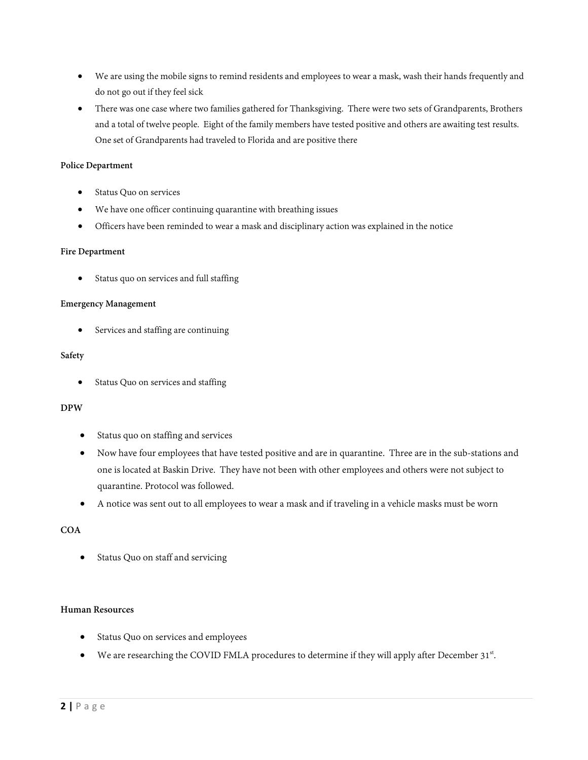- We are using the mobile signs to remind residents and employees to wear a mask, wash their hands frequently and do not go out if they feel sick
- There was one case where two families gathered for Thanksgiving. There were two sets of Grandparents, Brothers and a total of twelve people. Eight of the family members have tested positive and others are awaiting test results. One set of Grandparents had traveled to Florida and are positive there

**Police Department**

- Status Quo on services
- We have one officer continuing quarantine with breathing issues
- Officers have been reminded to wear a mask and disciplinary action was explained in the notice

**Fire Department**

- Status quo on services and full staffing

**Emergency Management**

- Services and staffing are continuing

**Safety**

- Status Quo on services and staffing

**DPW**

- Status quo on staffing and services
- Now have four employees that have tested positive and are in quarantine. Three are in the sub-stations and one is located at Baskin Drive. They have not been with other employees and others were not subject to quarantine. Protocol was followed.
- A notice was sent out to all employees to wear a mask and if traveling in a vehicle masks must be worn

**COA**

- Status Quo on staff and servicing

**Human Resources**

- Status Quo on services and employees
- We are researching the COVID FMLA procedures to determine if they will apply after December 31st.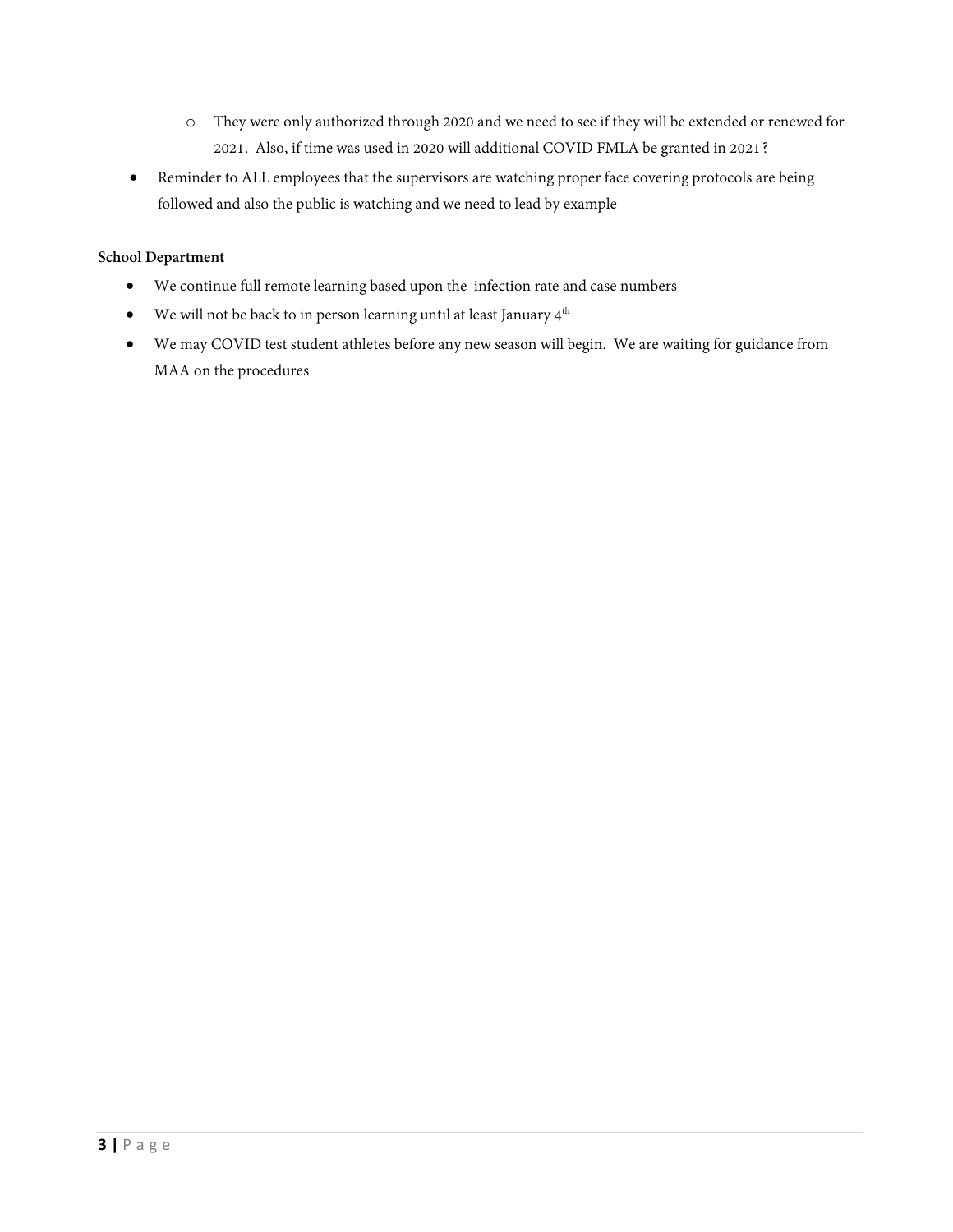- They were only authorized through 2020 and we need to see if they will be extended or renewed for 2021. Also, if time was used in 2020 will additional COVID FMLA be granted in 2021?
- Reminder to ALL employees that the supervisors are watching proper face covering protocols are being followed and also the public is watching and we need to lead by example

**School Department**

- We continue full remote learning based upon the infection rate and case numbers
- We will not be back to in person learning until at least January 4th
- We may COVID test student athletes before any new season will begin. We are waiting for guidance from MAA on the procedures